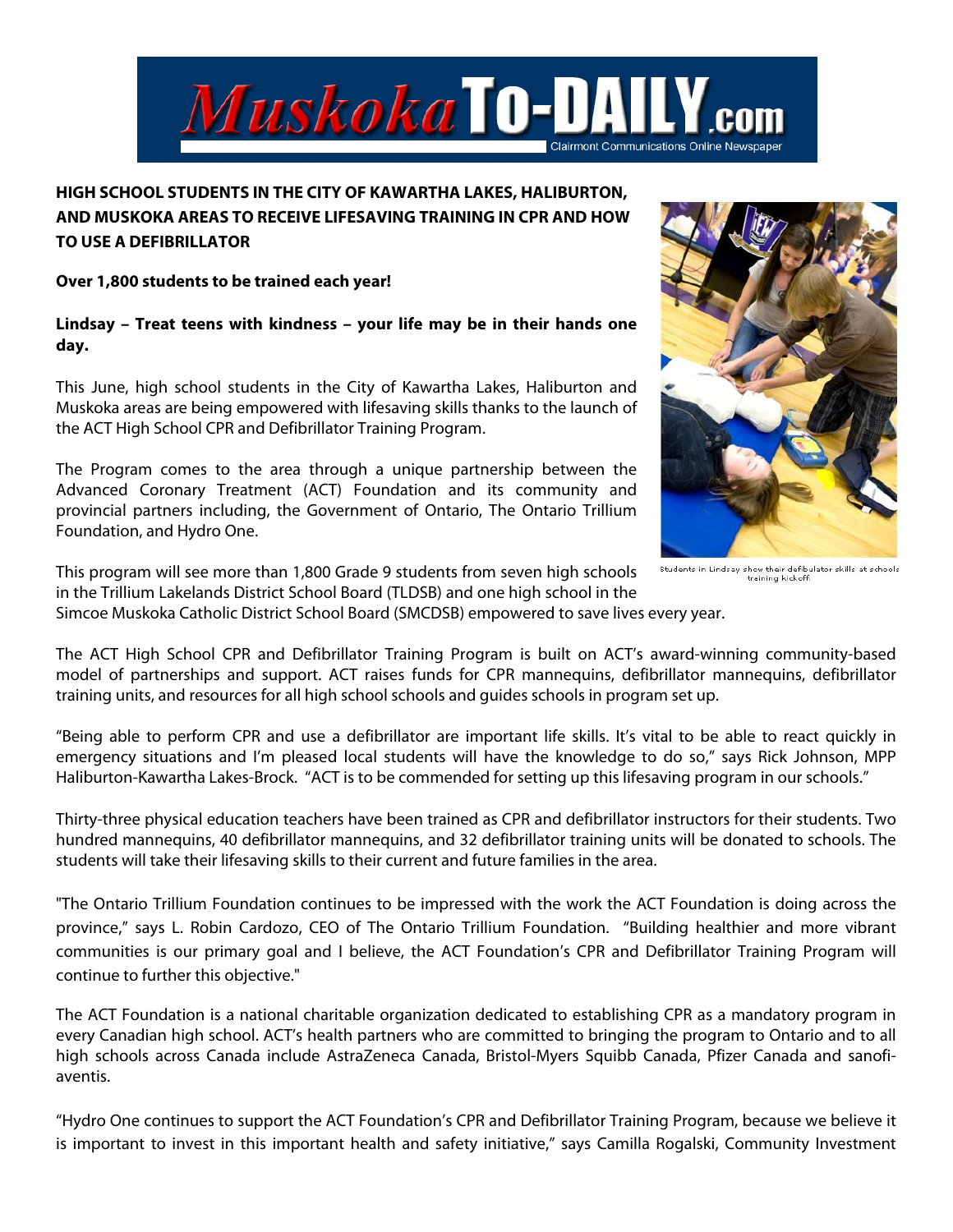# MuskokaTO-DAILY.com

Clairmont Communications Online Newspaper

**HIGH SCHOOL STUDENTS IN THE CITY OF KAWARTHA LAKES, HALIBURTON, AND MUSKOKA AREAS TO RECEIVE LIFESAVING TRAINING IN CPR AND HOW TO USE A DEFIBRILLATOR**

**Over 1,800 students to be trained each year!**

**Lindsay – Treat teens with kindness – your life may be in their hands one day.**

This June, high school students in the City of Kawartha Lakes, Haliburton and Muskoka areas are being empowered with lifesaving skills thanks to the launch of the ACT High School CPR and Defibrillator Training Program.

The Program comes to the area through a unique partnership between the Advanced Coronary Treatment (ACT) Foundation and its community and provincial partners including, the Government of Ontario, The Ontario Trillium Foundation, and Hydro One.

Students in Lindsay show their defibulator skills at schools training kickoff.

This program will see more than 1,800 Grade 9 students from seven high schools in the Trillium Lakelands District School Board (TLDSB) and one high school in the Simcoe Muskoka Catholic District School Board (SMCDSB) empowered to save lives every year.

The ACT High School CPR and Defibrillator Training Program is built on ACT's award-winning community-based model of partnerships and support. ACT raises funds for CPR mannequins, defibrillator mannequins, defibrillator training units, and resources for all high school schools and guides schools in program set up.

"Being able to perform CPR and use a defibrillator are important life skills. It's vital to be able to react quickly in emergency situations and I'm pleased local students will have the knowledge to do so," says Rick Johnson, MPP Haliburton-Kawartha Lakes-Brock. "ACT is to be commended for setting up this lifesaving program in our schools."

Thirty-three physical education teachers have been trained as CPR and defibrillator instructors for their students. Two hundred mannequins, 40 defibrillator mannequins, and 32 defibrillator training units will be donated to schools. The students will take their lifesaving skills to their current and future families in the area.

"The Ontario Trillium Foundation continues to be impressed with the work the ACT Foundation is doing across the province," says L. Robin Cardozo, CEO of The Ontario Trillium Foundation. "Building healthier and more vibrant communities is our primary goal and I believe, the ACT Foundation's CPR and Defibrillator Training Program will continue to further this objective."

The ACT Foundation is a national charitable organization dedicated to establishing CPR as a mandatory program in every Canadian high school. ACT's health partners who are committed to bringing the program to Ontario and to all high schools across Canada include AstraZeneca Canada, Bristol-Myers Squibb Canada, Pfizer Canada and sanofi-aventis.

"Hydro One continues to support the ACT Foundation's CPR and Defibrillator Training Program, because we believe it is important to invest in this important health and safety initiative," says Camilla Rogalski, Community Investment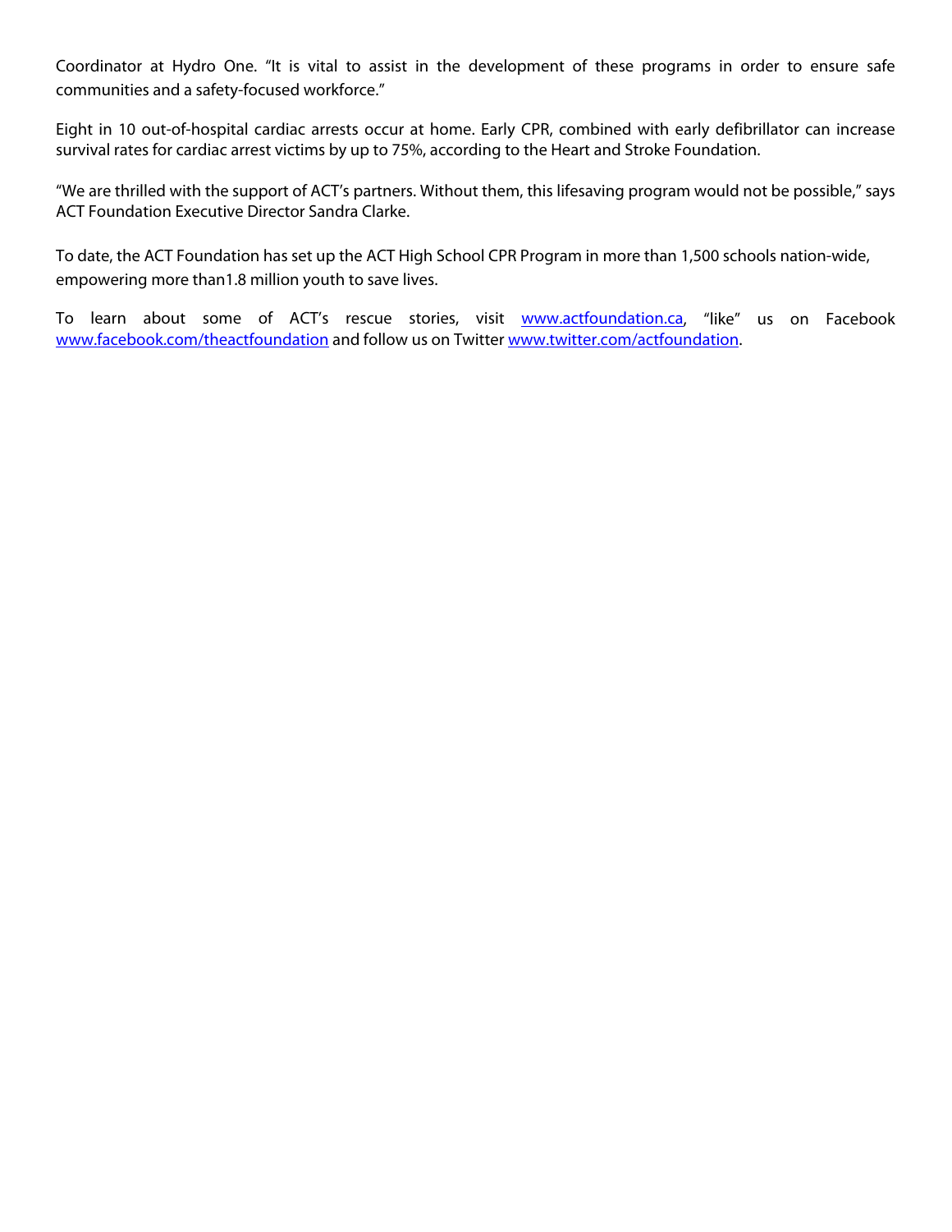Coordinator at Hydro One. "It is vital to assist in the development of these programs in order to ensure safe communities and a safety-focused workforce."

Eight in 10 out-of-hospital cardiac arrests occur at home. Early CPR, combined with early defibrillator can increase survival rates for cardiac arrest victims by up to 75%, according to the Heart and Stroke Foundation.

"We are thrilled with the support of ACT's partners. Without them, this lifesaving program would not be possible," says ACT Foundation Executive Director Sandra Clarke.

To date, the ACT Foundation has set up the ACT High School CPR Program in more than 1,500 schools nation-wide, empowering more than1.8 million youth to save lives.

To learn about some of ACT's rescue stories, visit www.actfoundation.ca, "like" us on Facebook www.facebook.com/theactfoundation and follow us on Twitter www.twitter.com/actfoundation.